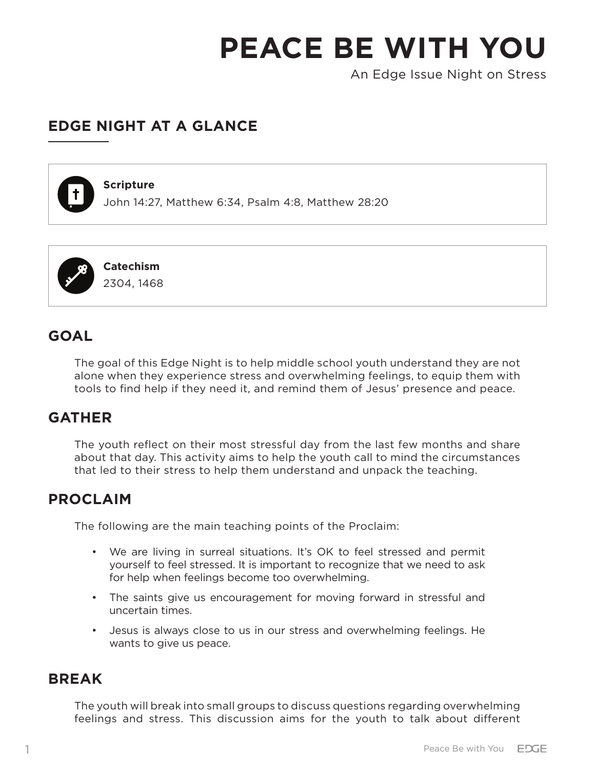# PEACE BE WITH YOU

An Edge Issue Night on Stress

## EDGE NIGHT AT A GLANCE

**Scripture**
John 14:27, Matthew 6:34, Psalm 4:8, Matthew 28:20

**Catechism**
2304, 1468

## GOAL

The goal of this Edge Night is to help middle school youth understand they are not alone when they experience stress and overwhelming feelings, to equip them with tools to find help if they need it, and remind them of Jesus' presence and peace.

## GATHER

The youth reflect on their most stressful day from the last few months and share about that day. This activity aims to help the youth call to mind the circumstances that led to their stress to help them understand and unpack the teaching.

## PROCLAIM

The following are the main teaching points of the Proclaim:

- We are living in surreal situations. It's OK to feel stressed and permit yourself to feel stressed. It is important to recognize that we need to ask for help when feelings become too overwhelming.
- The saints give us encouragement for moving forward in stressful and uncertain times.
- Jesus is always close to us in our stress and overwhelming feelings. He wants to give us peace.

## BREAK

The youth will break into small groups to discuss questions regarding overwhelming feelings and stress. This discussion aims for the youth to talk about different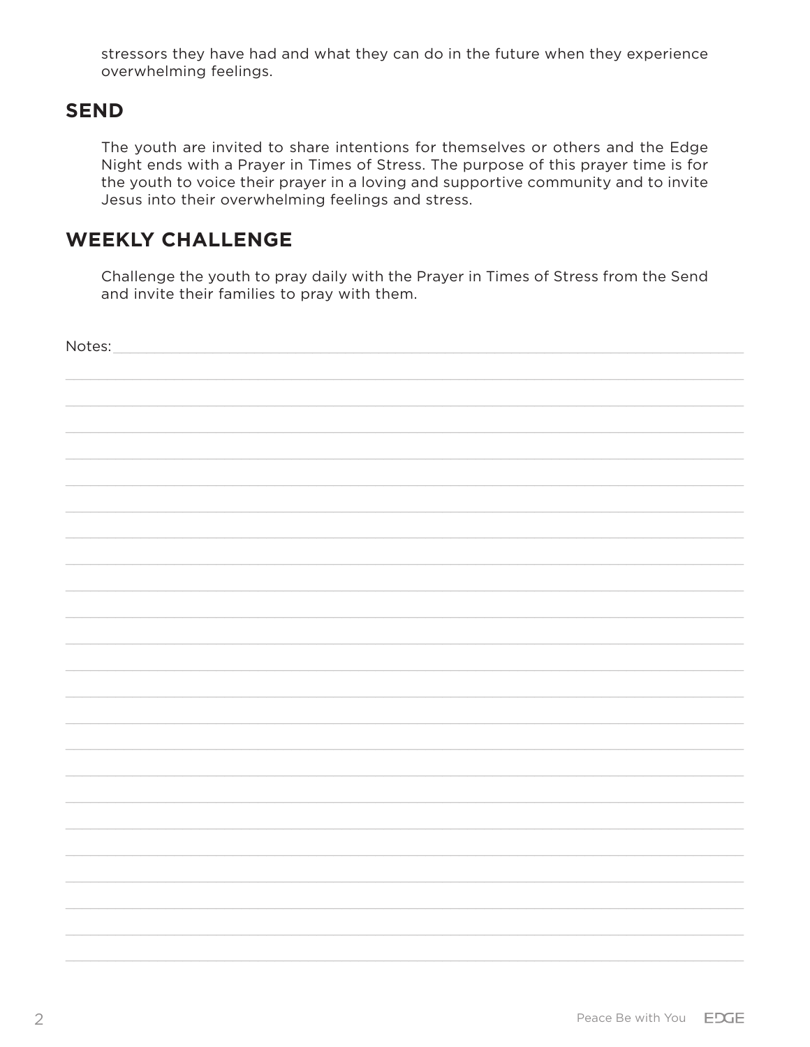stressors they have had and what they can do in the future when they experience overwhelming feelings.

## SEND

The youth are invited to share intentions for themselves or others and the Edge Night ends with a Prayer in Times of Stress. The purpose of this prayer time is for the youth to voice their prayer in a loving and supportive community and to invite Jesus into their overwhelming feelings and stress.

## WEEKLY CHALLENGE

Challenge the youth to pray daily with the Prayer in Times of Stress from the Send and invite their families to pray with them.

Notes: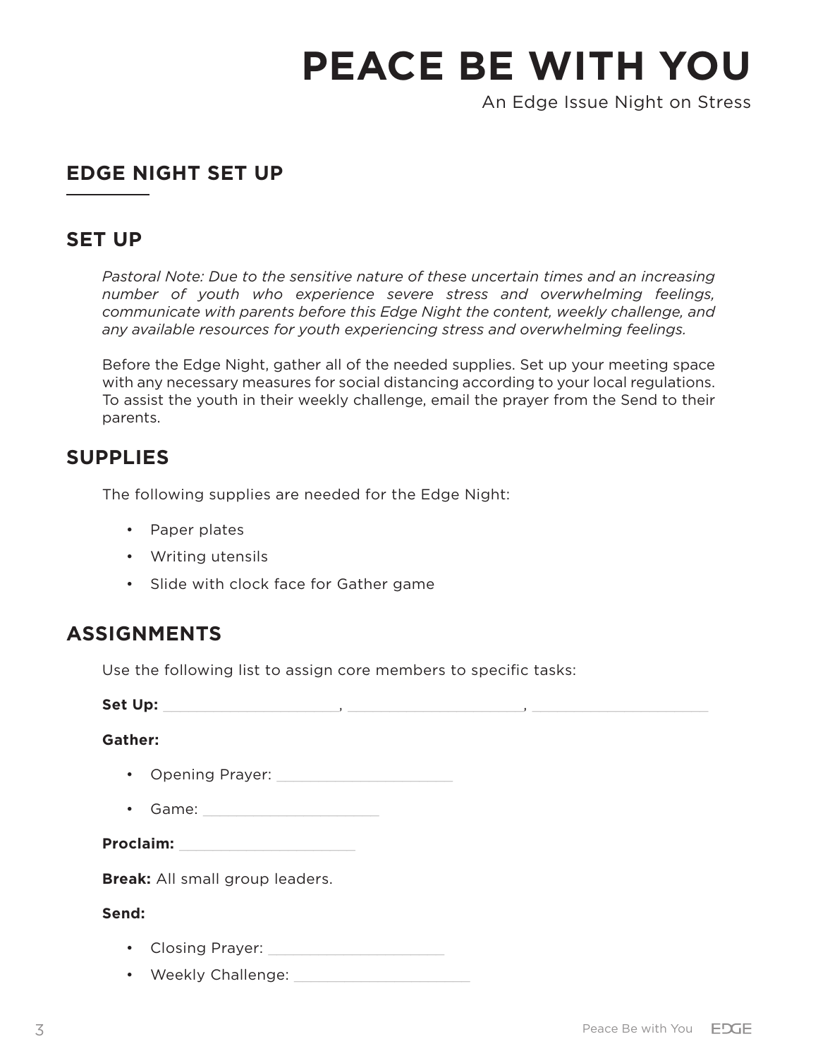# PEACE BE WITH YOU

An Edge Issue Night on Stress

## EDGE NIGHT SET UP

### SET UP

*Pastoral Note: Due to the sensitive nature of these uncertain times and an increasing number of youth who experience severe stress and overwhelming feelings, communicate with parents before this Edge Night the content, weekly challenge, and any available resources for youth experiencing stress and overwhelming feelings.*

Before the Edge Night, gather all of the needed supplies. Set up your meeting space with any necessary measures for social distancing according to your local regulations. To assist the youth in their weekly challenge, email the prayer from the Send to their parents.

### SUPPLIES

The following supplies are needed for the Edge Night:

- Paper plates
- Writing utensils
- Slide with clock face for Gather game

### ASSIGNMENTS

Use the following list to assign core members to specific tasks:

**Set Up:** \_\_\_\_\_\_\_\_\_\_\_\_\_\_\_\_\_\_\_\_, \_\_\_\_\_\_\_\_\_\_\_\_\_\_\_\_\_\_\_\_, \_\_\_\_\_\_\_\_\_\_\_\_\_\_\_\_\_\_\_\_

**Gather:**

- Opening Prayer: \_\_\_\_\_\_\_\_\_\_\_\_\_\_\_\_\_\_\_\_
- Game: \_\_\_\_\_\_\_\_\_\_\_\_\_\_\_\_\_\_\_\_

**Proclaim:** \_\_\_\_\_\_\_\_\_\_\_\_\_\_\_\_\_\_\_\_

**Break:** All small group leaders.

**Send:**

- Closing Prayer: \_\_\_\_\_\_\_\_\_\_\_\_\_\_\_\_\_\_\_\_
- Weekly Challenge: \_\_\_\_\_\_\_\_\_\_\_\_\_\_\_\_\_\_\_\_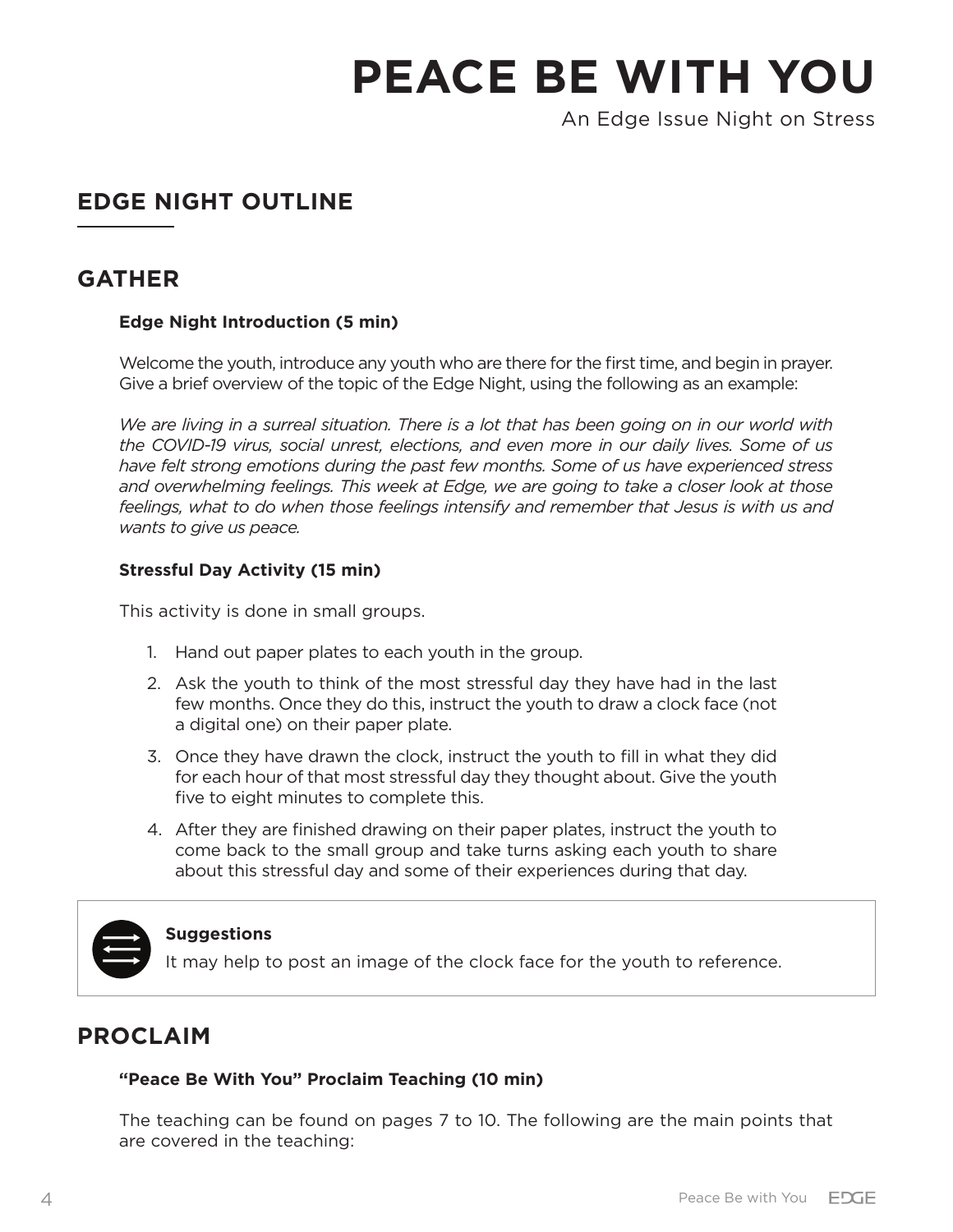# PEACE BE WITH YOU

An Edge Issue Night on Stress

## EDGE NIGHT OUTLINE

## GATHER

**Edge Night Introduction (5 min)**

Welcome the youth, introduce any youth who are there for the first time, and begin in prayer. Give a brief overview of the topic of the Edge Night, using the following as an example:

*We are living in a surreal situation. There is a lot that has been going on in our world with the COVID-19 virus, social unrest, elections, and even more in our daily lives. Some of us have felt strong emotions during the past few months. Some of us have experienced stress and overwhelming feelings. This week at Edge, we are going to take a closer look at those feelings, what to do when those feelings intensify and remember that Jesus is with us and wants to give us peace.*

**Stressful Day Activity (15 min)**

This activity is done in small groups.

1. Hand out paper plates to each youth in the group.
2. Ask the youth to think of the most stressful day they have had in the last few months. Once they do this, instruct the youth to draw a clock face (not a digital one) on their paper plate.
3. Once they have drawn the clock, instruct the youth to fill in what they did for each hour of that most stressful day they thought about. Give the youth five to eight minutes to complete this.
4. After they are finished drawing on their paper plates, instruct the youth to come back to the small group and take turns asking each youth to share about this stressful day and some of their experiences during that day.

> **Suggestions**
> It may help to post an image of the clock face for the youth to reference.

## PROCLAIM

**"Peace Be With You" Proclaim Teaching (10 min)**

The teaching can be found on pages 7 to 10. The following are the main points that are covered in the teaching: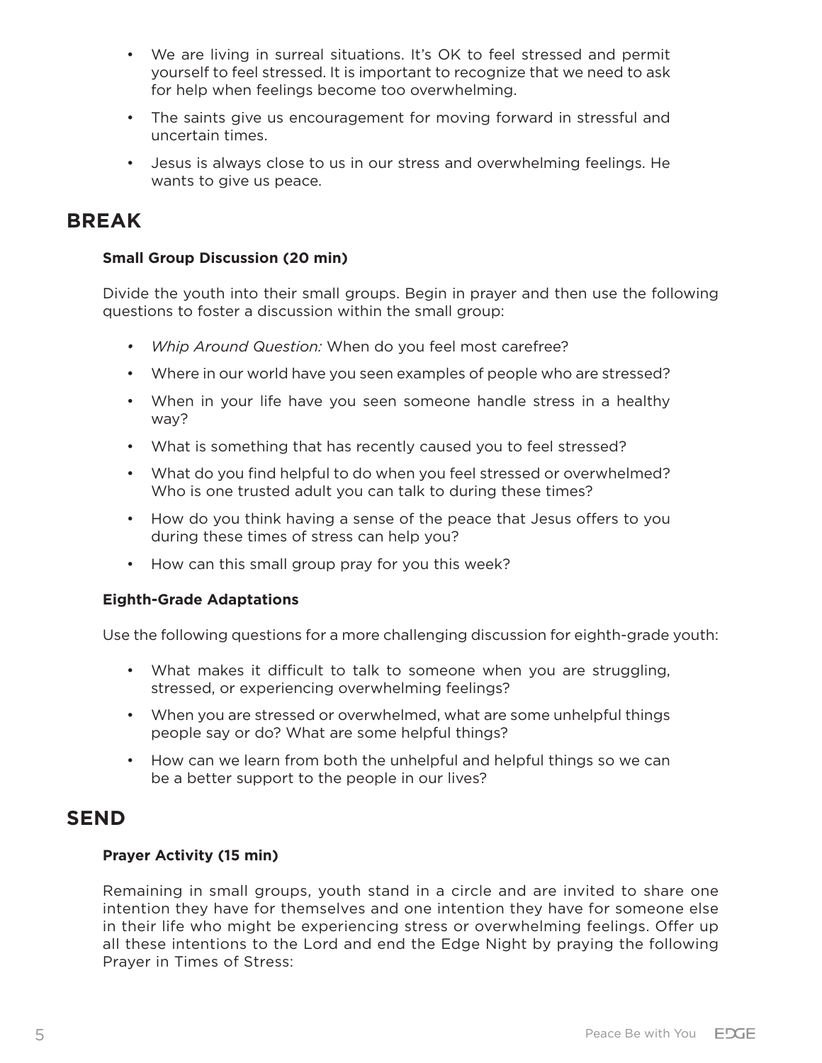- We are living in surreal situations. It's OK to feel stressed and permit yourself to feel stressed. It is important to recognize that we need to ask for help when feelings become too overwhelming.
- The saints give us encouragement for moving forward in stressful and uncertain times.
- Jesus is always close to us in our stress and overwhelming feelings. He wants to give us peace.

## BREAK

### Small Group Discussion (20 min)

Divide the youth into their small groups. Begin in prayer and then use the following questions to foster a discussion within the small group:

- *Whip Around Question:* When do you feel most carefree?
- Where in our world have you seen examples of people who are stressed?
- When in your life have you seen someone handle stress in a healthy way?
- What is something that has recently caused you to feel stressed?
- What do you find helpful to do when you feel stressed or overwhelmed? Who is one trusted adult you can talk to during these times?
- How do you think having a sense of the peace that Jesus offers to you during these times of stress can help you?
- How can this small group pray for you this week?

### Eighth-Grade Adaptations

Use the following questions for a more challenging discussion for eighth-grade youth:

- What makes it difficult to talk to someone when you are struggling, stressed, or experiencing overwhelming feelings?
- When you are stressed or overwhelmed, what are some unhelpful things people say or do? What are some helpful things?
- How can we learn from both the unhelpful and helpful things so we can be a better support to the people in our lives?

## SEND

### Prayer Activity (15 min)

Remaining in small groups, youth stand in a circle and are invited to share one intention they have for themselves and one intention they have for someone else in their life who might be experiencing stress or overwhelming feelings. Offer up all these intentions to the Lord and end the Edge Night by praying the following Prayer in Times of Stress: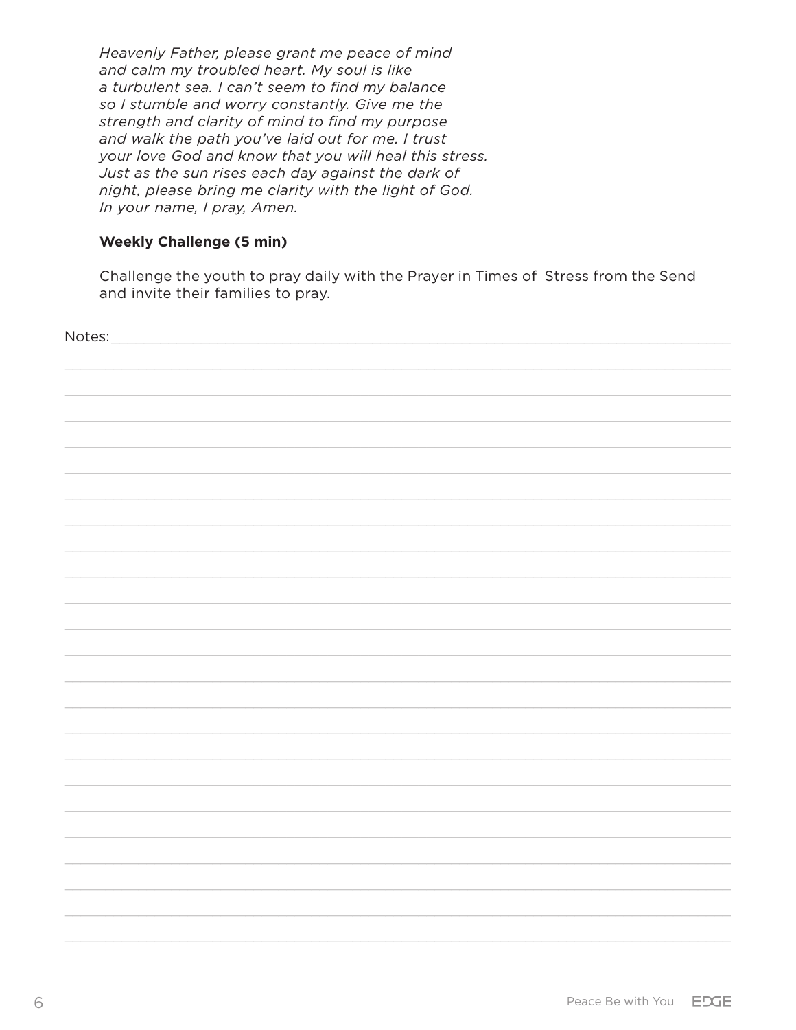*Heavenly Father, please grant me peace of mind and calm my troubled heart. My soul is like a turbulent sea. I can't seem to find my balance so I stumble and worry constantly. Give me the strength and clarity of mind to find my purpose and walk the path you've laid out for me. I trust your love God and know that you will heal this stress. Just as the sun rises each day against the dark of night, please bring me clarity with the light of God. In your name, I pray, Amen.*

**Weekly Challenge (5 min)**

Challenge the youth to pray daily with the Prayer in Times of Stress from the Send and invite their families to pray.

Notes: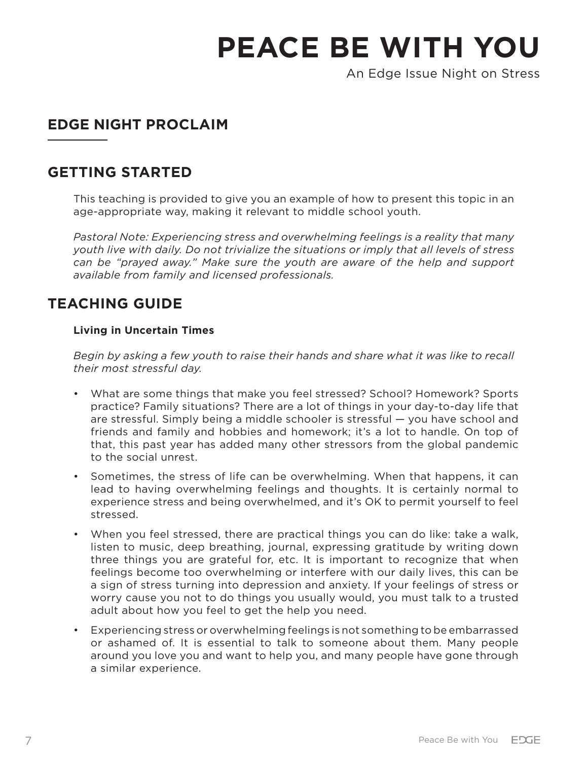# PEACE BE WITH YOU

An Edge Issue Night on Stress

## EDGE NIGHT PROCLAIM

## GETTING STARTED

This teaching is provided to give you an example of how to present this topic in an age-appropriate way, making it relevant to middle school youth.

*Pastoral Note: Experiencing stress and overwhelming feelings is a reality that many youth live with daily. Do not trivialize the situations or imply that all levels of stress can be "prayed away." Make sure the youth are aware of the help and support available from family and licensed professionals.*

## TEACHING GUIDE

**Living in Uncertain Times**

*Begin by asking a few youth to raise their hands and share what it was like to recall their most stressful day.*

- What are some things that make you feel stressed? School? Homework? Sports practice? Family situations? There are a lot of things in your day-to-day life that are stressful. Simply being a middle schooler is stressful — you have school and friends and family and hobbies and homework; it's a lot to handle. On top of that, this past year has added many other stressors from the global pandemic to the social unrest.
- Sometimes, the stress of life can be overwhelming. When that happens, it can lead to having overwhelming feelings and thoughts. It is certainly normal to experience stress and being overwhelmed, and it's OK to permit yourself to feel stressed.
- When you feel stressed, there are practical things you can do like: take a walk, listen to music, deep breathing, journal, expressing gratitude by writing down three things you are grateful for, etc. It is important to recognize that when feelings become too overwhelming or interfere with our daily lives, this can be a sign of stress turning into depression and anxiety. If your feelings of stress or worry cause you not to do things you usually would, you must talk to a trusted adult about how you feel to get the help you need.
- Experiencing stress or overwhelming feelings is not something to be embarrassed or ashamed of. It is essential to talk to someone about them. Many people around you love you and want to help you, and many people have gone through a similar experience.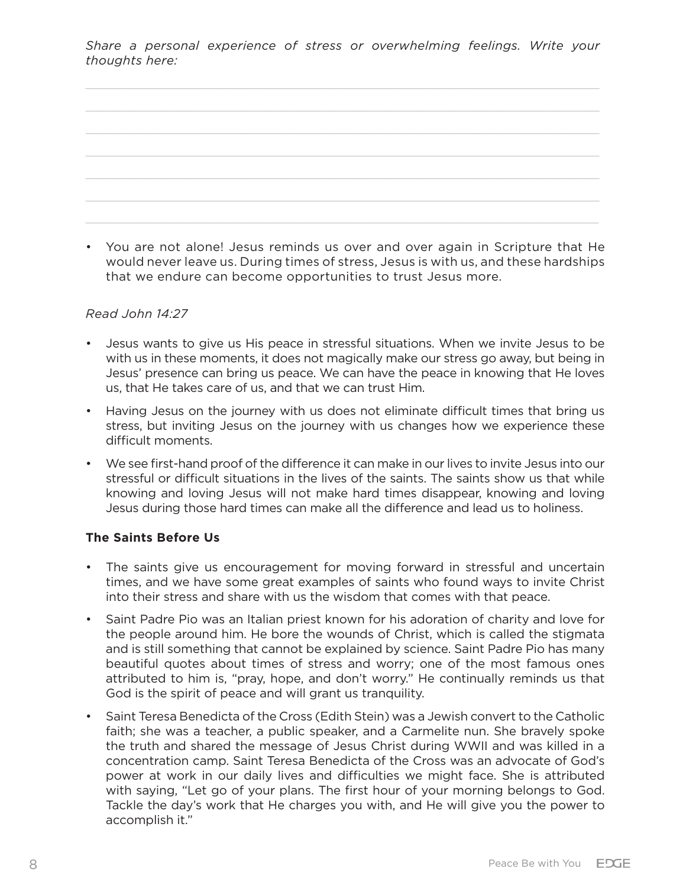*Share a personal experience of stress or overwhelming feelings. Write your thoughts here:*

- You are not alone! Jesus reminds us over and over again in Scripture that He would never leave us. During times of stress, Jesus is with us, and these hardships that we endure can become opportunities to trust Jesus more.

*Read John 14:27*

- Jesus wants to give us His peace in stressful situations. When we invite Jesus to be with us in these moments, it does not magically make our stress go away, but being in Jesus' presence can bring us peace. We can have the peace in knowing that He loves us, that He takes care of us, and that we can trust Him.
- Having Jesus on the journey with us does not eliminate difficult times that bring us stress, but inviting Jesus on the journey with us changes how we experience these difficult moments.
- We see first-hand proof of the difference it can make in our lives to invite Jesus into our stressful or difficult situations in the lives of the saints. The saints show us that while knowing and loving Jesus will not make hard times disappear, knowing and loving Jesus during those hard times can make all the difference and lead us to holiness.

**The Saints Before Us**

- The saints give us encouragement for moving forward in stressful and uncertain times, and we have some great examples of saints who found ways to invite Christ into their stress and share with us the wisdom that comes with that peace.
- Saint Padre Pio was an Italian priest known for his adoration of charity and love for the people around him. He bore the wounds of Christ, which is called the stigmata and is still something that cannot be explained by science. Saint Padre Pio has many beautiful quotes about times of stress and worry; one of the most famous ones attributed to him is, "pray, hope, and don't worry." He continually reminds us that God is the spirit of peace and will grant us tranquility.
- Saint Teresa Benedicta of the Cross (Edith Stein) was a Jewish convert to the Catholic faith; she was a teacher, a public speaker, and a Carmelite nun. She bravely spoke the truth and shared the message of Jesus Christ during WWII and was killed in a concentration camp. Saint Teresa Benedicta of the Cross was an advocate of God's power at work in our daily lives and difficulties we might face. She is attributed with saying, "Let go of your plans. The first hour of your morning belongs to God. Tackle the day's work that He charges you with, and He will give you the power to accomplish it."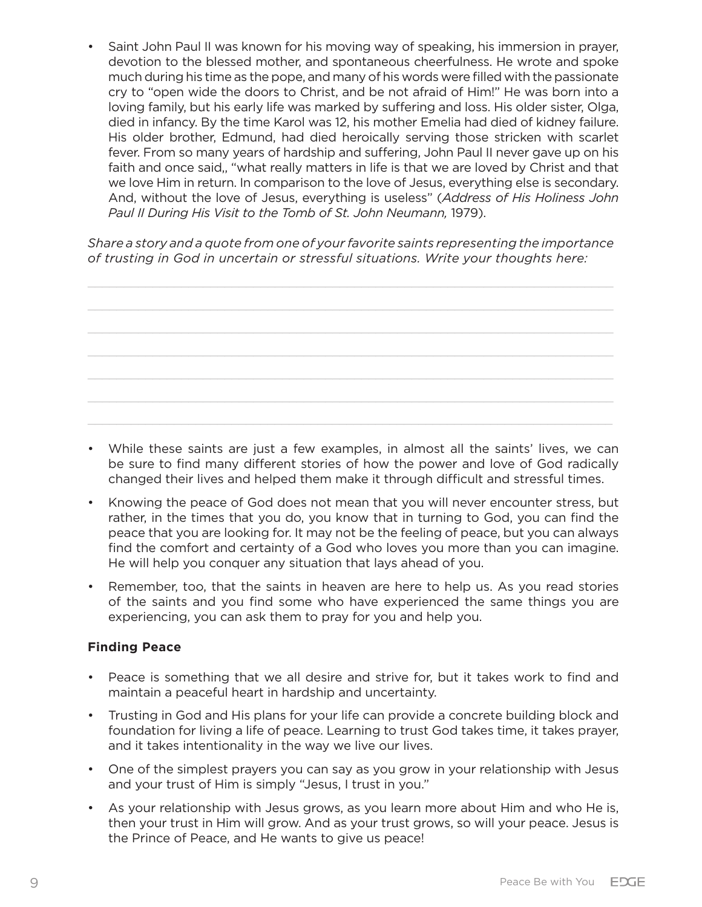- Saint John Paul II was known for his moving way of speaking, his immersion in prayer, devotion to the blessed mother, and spontaneous cheerfulness. He wrote and spoke much during his time as the pope, and many of his words were filled with the passionate cry to "open wide the doors to Christ, and be not afraid of Him!" He was born into a loving family, but his early life was marked by suffering and loss. His older sister, Olga, died in infancy. By the time Karol was 12, his mother Emelia had died of kidney failure. His older brother, Edmund, had died heroically serving those stricken with scarlet fever. From so many years of hardship and suffering, John Paul II never gave up on his faith and once said,, "what really matters in life is that we are loved by Christ and that we love Him in return. In comparison to the love of Jesus, everything else is secondary. And, without the love of Jesus, everything is useless" (*Address of His Holiness John Paul II During His Visit to the Tomb of St. John Neumann,* 1979).

*Share a story and a quote from one of your favorite saints representing the importance of trusting in God in uncertain or stressful situations. Write your thoughts here:*

- While these saints are just a few examples, in almost all the saints' lives, we can be sure to find many different stories of how the power and love of God radically changed their lives and helped them make it through difficult and stressful times.
- Knowing the peace of God does not mean that you will never encounter stress, but rather, in the times that you do, you know that in turning to God, you can find the peace that you are looking for. It may not be the feeling of peace, but you can always find the comfort and certainty of a God who loves you more than you can imagine. He will help you conquer any situation that lays ahead of you.
- Remember, too, that the saints in heaven are here to help us. As you read stories of the saints and you find some who have experienced the same things you are experiencing, you can ask them to pray for you and help you.

**Finding Peace**

- Peace is something that we all desire and strive for, but it takes work to find and maintain a peaceful heart in hardship and uncertainty.
- Trusting in God and His plans for your life can provide a concrete building block and foundation for living a life of peace. Learning to trust God takes time, it takes prayer, and it takes intentionality in the way we live our lives.
- One of the simplest prayers you can say as you grow in your relationship with Jesus and your trust of Him is simply "Jesus, I trust in you."
- As your relationship with Jesus grows, as you learn more about Him and who He is, then your trust in Him will grow. And as your trust grows, so will your peace. Jesus is the Prince of Peace, and He wants to give us peace!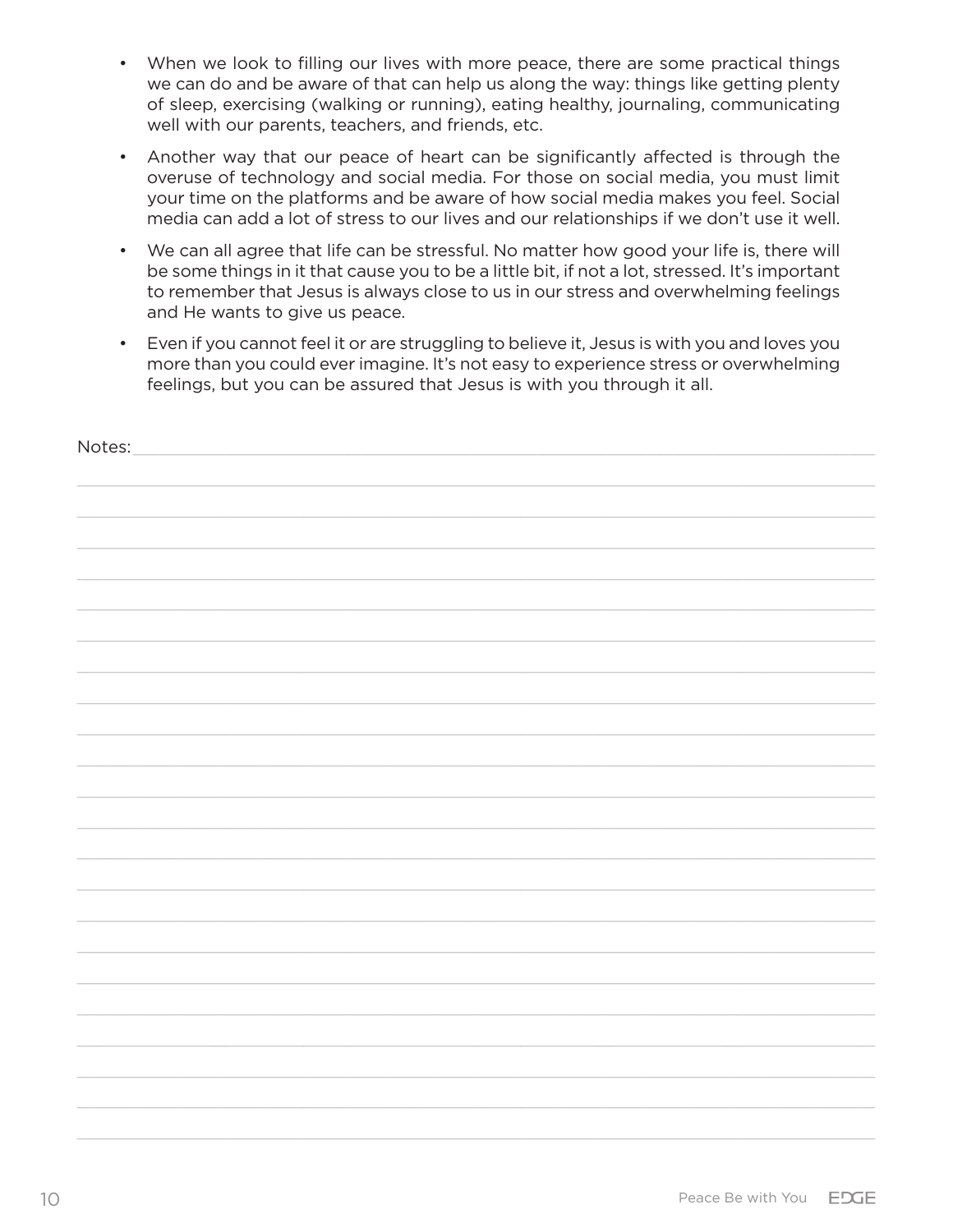- When we look to filling our lives with more peace, there are some practical things we can do and be aware of that can help us along the way: things like getting plenty of sleep, exercising (walking or running), eating healthy, journaling, communicating well with our parents, teachers, and friends, etc.
- Another way that our peace of heart can be significantly affected is through the overuse of technology and social media. For those on social media, you must limit your time on the platforms and be aware of how social media makes you feel. Social media can add a lot of stress to our lives and our relationships if we don't use it well.
- We can all agree that life can be stressful. No matter how good your life is, there will be some things in it that cause you to be a little bit, if not a lot, stressed. It's important to remember that Jesus is always close to us in our stress and overwhelming feelings and He wants to give us peace.
- Even if you cannot feel it or are struggling to believe it, Jesus is with you and loves you more than you could ever imagine. It's not easy to experience stress or overwhelming feelings, but you can be assured that Jesus is with you through it all.

Notes: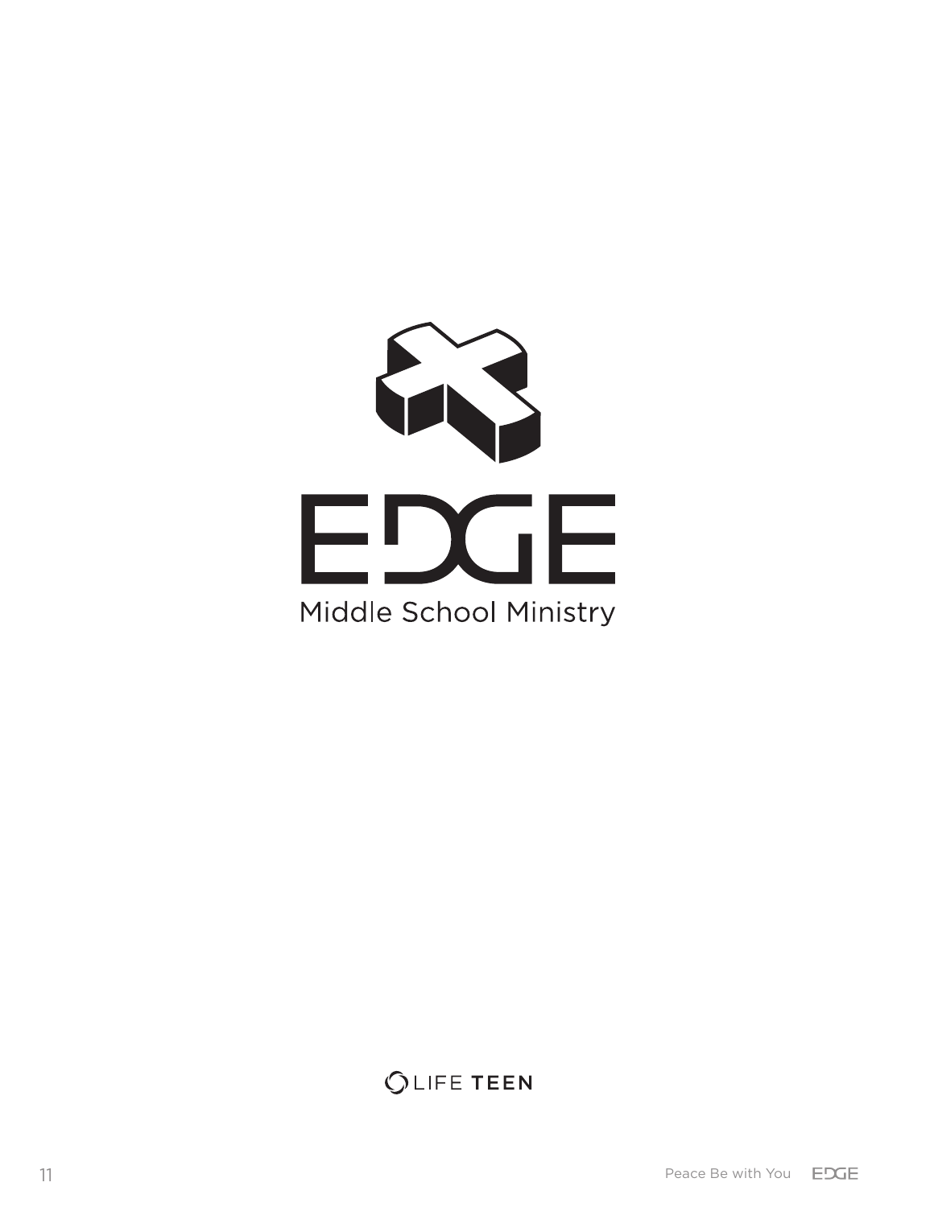EDGE

Middle School Ministry

LIFE TEEN